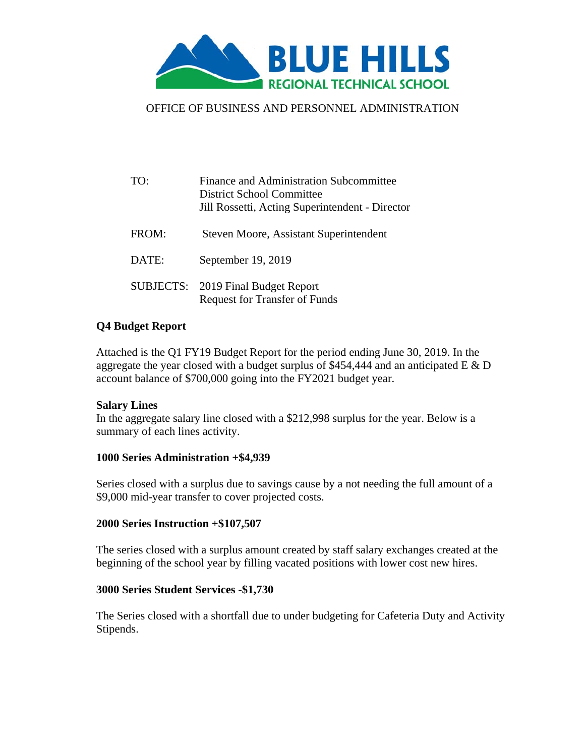BLUE HILLS
REGIONAL TECHNICAL SCHOOL

OFFICE OF BUSINESS AND PERSONNEL ADMINISTRATION

| | |
|---|---|
| TO: | Finance and Administration Subcommittee<br>District School Committee<br>Jill Rossetti, Acting Superintendent - Director |
| FROM: | Steven Moore, Assistant Superintendent |
| DATE: | September 19, 2019 |
| SUBJECTS: | 2019 Final Budget Report<br>Request for Transfer of Funds |

**Q4 Budget Report**

Attached is the Q1 FY19 Budget Report for the period ending June 30, 2019. In the aggregate the year closed with a budget surplus of $454,444 and an anticipated E & D account balance of $700,000 going into the FY2021 budget year.

**Salary Lines**

In the aggregate salary line closed with a $212,998 surplus for the year. Below is a summary of each lines activity.

**1000 Series Administration +$4,939**

Series closed with a surplus due to savings cause by a not needing the full amount of a $9,000 mid-year transfer to cover projected costs.

**2000 Series Instruction +$107,507**

The series closed with a surplus amount created by staff salary exchanges created at the beginning of the school year by filling vacated positions with lower cost new hires.

**3000 Series Student Services -$1,730**

The Series closed with a shortfall due to under budgeting for Cafeteria Duty and Activity Stipends.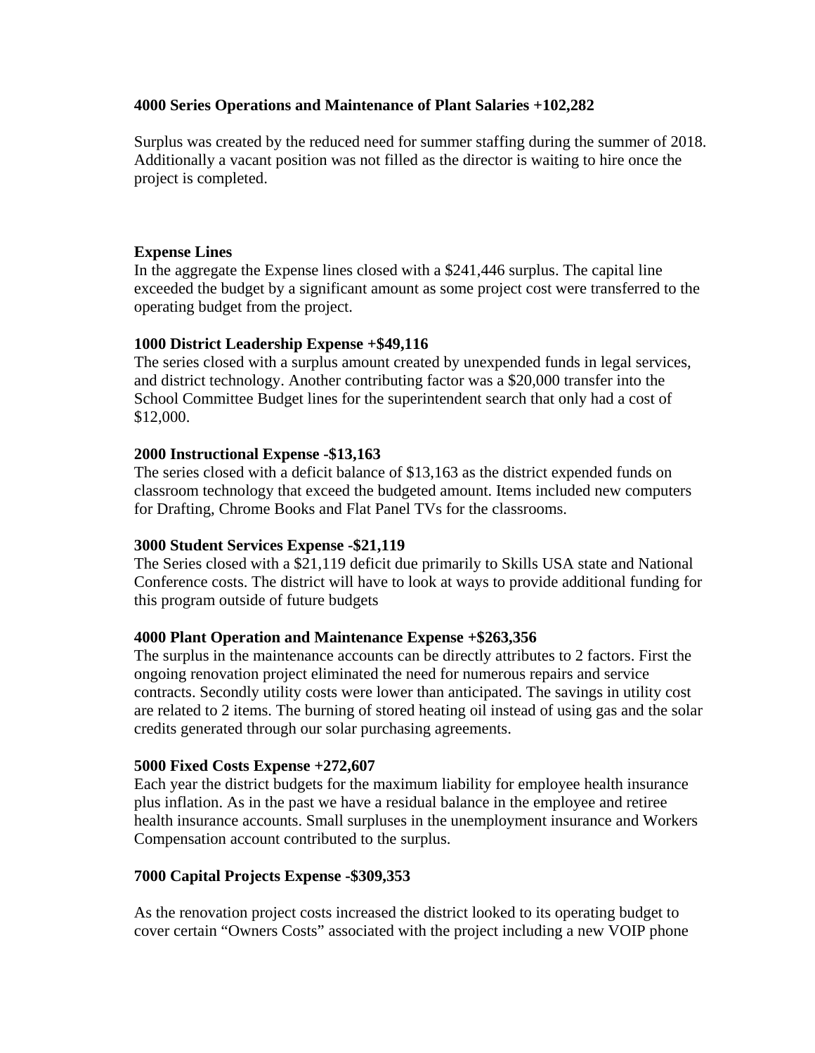**4000 Series Operations and Maintenance of Plant Salaries +102,282**

Surplus was created by the reduced need for summer staffing during the summer of 2018. Additionally a vacant position was not filled as the director is waiting to hire once the project is completed.

**Expense Lines**

In the aggregate the Expense lines closed with a $241,446 surplus. The capital line exceeded the budget by a significant amount as some project cost were transferred to the operating budget from the project.

**1000 District Leadership Expense +$49,116**

The series closed with a surplus amount created by unexpended funds in legal services, and district technology. Another contributing factor was a $20,000 transfer into the School Committee Budget lines for the superintendent search that only had a cost of $12,000.

**2000 Instructional Expense -$13,163**

The series closed with a deficit balance of $13,163 as the district expended funds on classroom technology that exceed the budgeted amount. Items included new computers for Drafting, Chrome Books and Flat Panel TVs for the classrooms.

**3000 Student Services Expense -$21,119**

The Series closed with a $21,119 deficit due primarily to Skills USA state and National Conference costs. The district will have to look at ways to provide additional funding for this program outside of future budgets

**4000 Plant Operation and Maintenance Expense +$263,356**

The surplus in the maintenance accounts can be directly attributes to 2 factors. First the ongoing renovation project eliminated the need for numerous repairs and service contracts. Secondly utility costs were lower than anticipated. The savings in utility cost are related to 2 items. The burning of stored heating oil instead of using gas and the solar credits generated through our solar purchasing agreements.

**5000 Fixed Costs Expense +272,607**

Each year the district budgets for the maximum liability for employee health insurance plus inflation. As in the past we have a residual balance in the employee and retiree health insurance accounts. Small surpluses in the unemployment insurance and Workers Compensation account contributed to the surplus.

**7000 Capital Projects Expense -$309,353**

As the renovation project costs increased the district looked to its operating budget to cover certain "Owners Costs" associated with the project including a new VOIP phone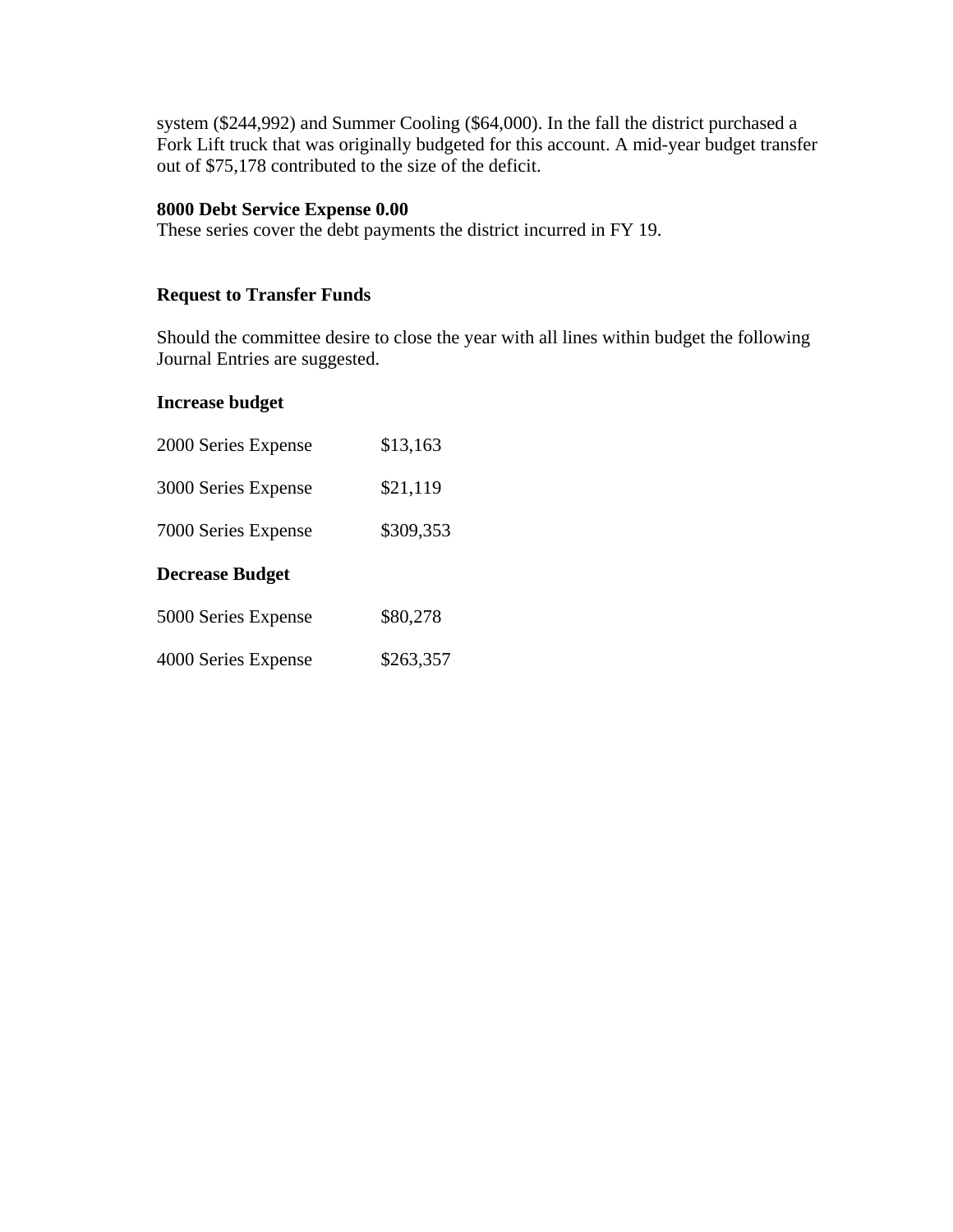system ($244,992) and Summer Cooling ($64,000). In the fall the district purchased a Fork Lift truck that was originally budgeted for this account. A mid-year budget transfer out of $75,178 contributed to the size of the deficit.

**8000 Debt Service Expense 0.00**
These series cover the debt payments the district incurred in FY 19.

**Request to Transfer Funds**

Should the committee desire to close the year with all lines within budget the following Journal Entries are suggested.

**Increase budget**

| | |
|---|---|
| 2000 Series Expense | $13,163 |
| 3000 Series Expense | $21,119 |
| 7000 Series Expense | $309,353 |

**Decrease Budget**

| | |
|---|---|
| 5000 Series Expense | $80,278 |
| 4000 Series Expense | $263,357 |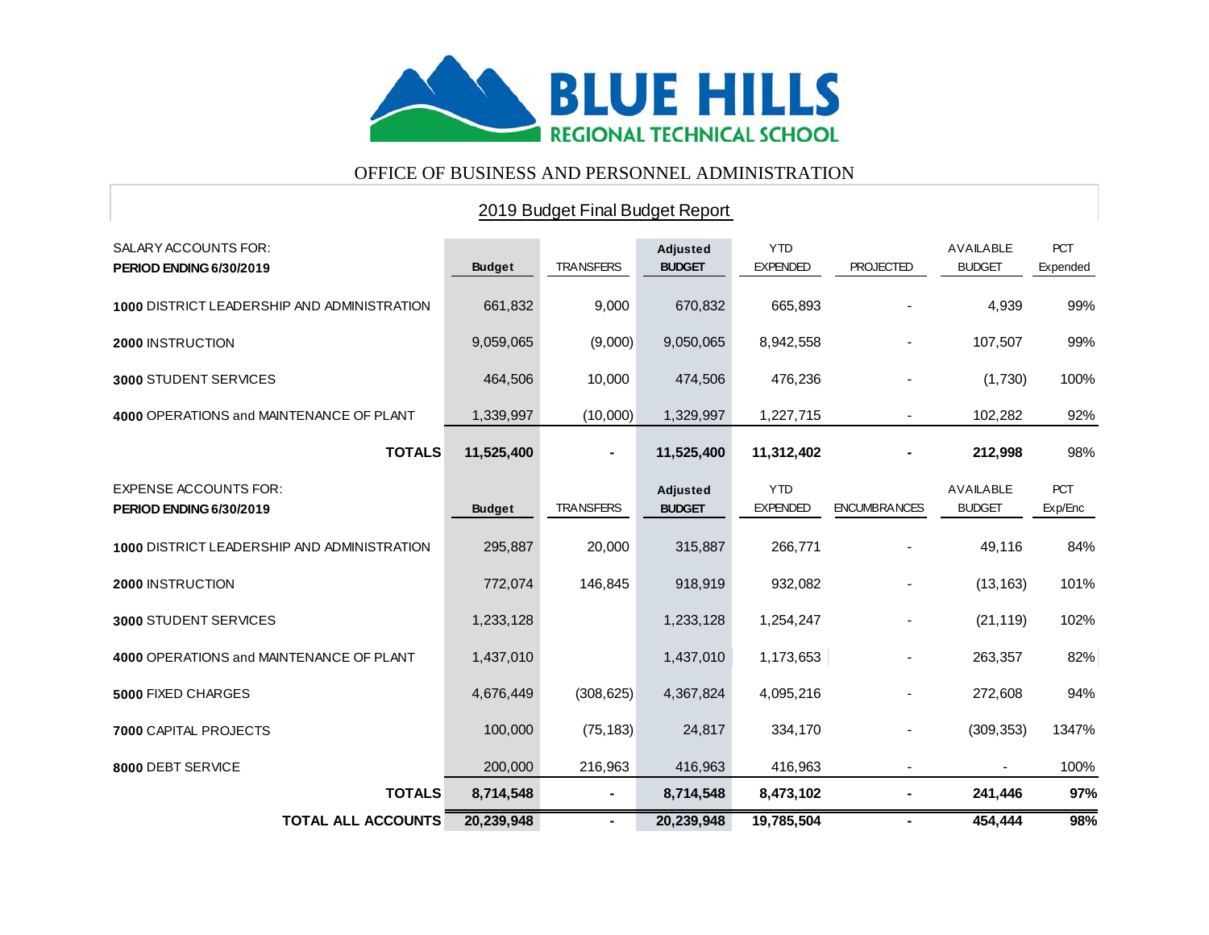# BLUE HILLS REGIONAL TECHNICAL SCHOOL

OFFICE OF BUSINESS AND PERSONNEL ADMINISTRATION

## 2019 Budget Final Budget Report

| SALARY ACCOUNTS FOR: **PERIOD ENDING 6/30/2019** | **Budget** | TRANSFERS | **Adjusted BUDGET** | YTD EXPENDED | PROJECTED | AVAILABLE BUDGET | PCT Expended |
|---|---|---|---|---|---|---|---|
| **1000** DISTRICT LEADERSHIP AND ADMINISTRATION | 661,832 | 9,000 | 670,832 | 665,893 | - | 4,939 | 99% |
| **2000** INSTRUCTION | 9,059,065 | (9,000) | 9,050,065 | 8,942,558 | - | 107,507 | 99% |
| **3000** STUDENT SERVICES | 464,506 | 10,000 | 474,506 | 476,236 | - | (1,730) | 100% |
| **4000** OPERATIONS and MAINTENANCE OF PLANT | 1,339,997 | (10,000) | 1,329,997 | 1,227,715 | - | 102,282 | 92% |
| **TOTALS** | **11,525,400** | **-** | **11,525,400** | **11,312,402** | **-** | **212,998** | 98% |

| EXPENSE ACCOUNTS FOR: **PERIOD ENDING 6/30/2019** | **Budget** | TRANSFERS | **Adjusted BUDGET** | YTD EXPENDED | ENCUMBRANCES | AVAILABLE BUDGET | PCT Exp/Enc |
|---|---|---|---|---|---|---|---|
| **1000** DISTRICT LEADERSHIP AND ADMINISTRATION | 295,887 | 20,000 | 315,887 | 266,771 | - | 49,116 | 84% |
| **2000** INSTRUCTION | 772,074 | 146,845 | 918,919 | 932,082 | - | (13,163) | 101% |
| **3000** STUDENT SERVICES | 1,233,128 | | 1,233,128 | 1,254,247 | - | (21,119) | 102% |
| **4000** OPERATIONS and MAINTENANCE OF PLANT | 1,437,010 | | 1,437,010 | 1,173,653 | - | 263,357 | 82% |
| **5000** FIXED CHARGES | 4,676,449 | (308,625) | 4,367,824 | 4,095,216 | - | 272,608 | 94% |
| **7000** CAPITAL PROJECTS | 100,000 | (75,183) | 24,817 | 334,170 | - | (309,353) | 1347% |
| **8000** DEBT SERVICE | 200,000 | 216,963 | 416,963 | 416,963 | - | - | 100% |
| **TOTALS** | **8,714,548** | **-** | **8,714,548** | **8,473,102** | **-** | **241,446** | **97%** |
| **TOTAL ALL ACCOUNTS** | **20,239,948** | **-** | **20,239,948** | **19,785,504** | **-** | **454,444** | **98%** |